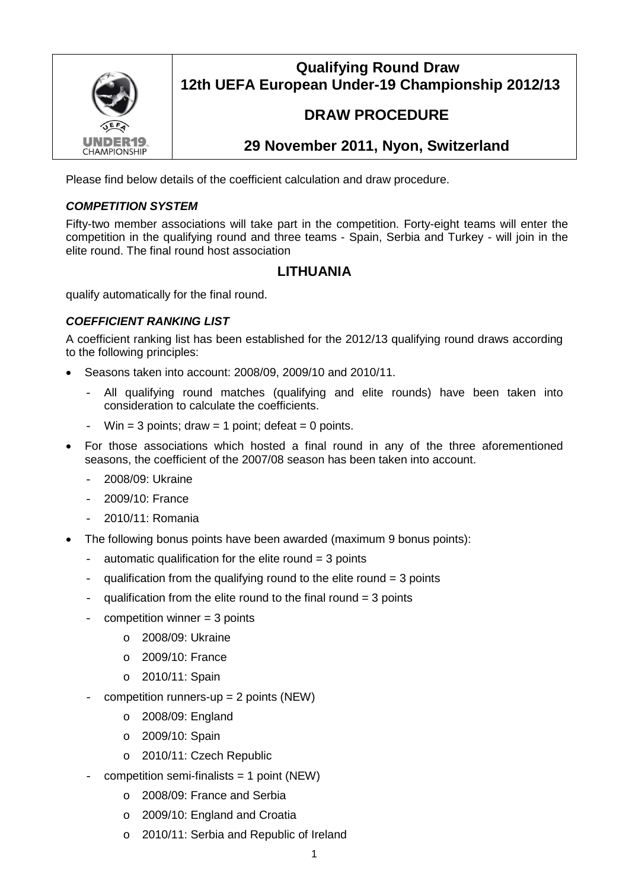# Qualifying Round Draw
# 12th UEFA European Under-19 Championship 2012/13

## DRAW PROCEDURE

## 29 November 2011, Nyon, Switzerland

Please find below details of the coefficient calculation and draw procedure.

### *COMPETITION SYSTEM*

Fifty-two member associations will take part in the competition. Forty-eight teams will enter the competition in the qualifying round and three teams - Spain, Serbia and Turkey - will join in the elite round. The final round host association

**LITHUANIA**

qualify automatically for the final round.

### *COEFFICIENT RANKING LIST*

A coefficient ranking list has been established for the 2012/13 qualifying round draws according to the following principles:

- Seasons taken into account: 2008/09, 2009/10 and 2010/11.
  - All qualifying round matches (qualifying and elite rounds) have been taken into consideration to calculate the coefficients.
  - Win = 3 points; draw = 1 point; defeat = 0 points.
- For those associations which hosted a final round in any of the three aforementioned seasons, the coefficient of the 2007/08 season has been taken into account.
  - 2008/09: Ukraine
  - 2009/10: France
  - 2010/11: Romania
- The following bonus points have been awarded (maximum 9 bonus points):
  - automatic qualification for the elite round = 3 points
  - qualification from the qualifying round to the elite round = 3 points
  - qualification from the elite round to the final round = 3 points
  - competition winner = 3 points
    - 2008/09: Ukraine
    - 2009/10: France
    - 2010/11: Spain
  - competition runners-up = 2 points (NEW)
    - 2008/09: England
    - 2009/10: Spain
    - 2010/11: Czech Republic
  - competition semi-finalists = 1 point (NEW)
    - 2008/09: France and Serbia
    - 2009/10: England and Croatia
    - 2010/11: Serbia and Republic of Ireland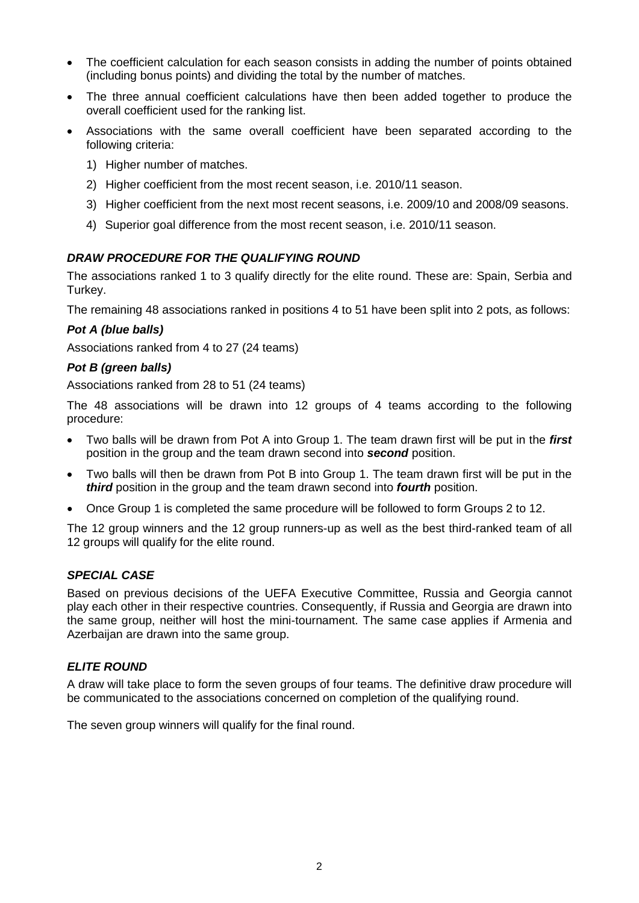- The coefficient calculation for each season consists in adding the number of points obtained (including bonus points) and dividing the total by the number of matches.
- The three annual coefficient calculations have then been added together to produce the overall coefficient used for the ranking list.
- Associations with the same overall coefficient have been separated according to the following criteria:
  1) Higher number of matches.
  2) Higher coefficient from the most recent season, i.e. 2010/11 season.
  3) Higher coefficient from the next most recent seasons, i.e. 2009/10 and 2008/09 seasons.
  4) Superior goal difference from the most recent season, i.e. 2010/11 season.

### *DRAW PROCEDURE FOR THE QUALIFYING ROUND*

The associations ranked 1 to 3 qualify directly for the elite round. These are: Spain, Serbia and Turkey.

The remaining 48 associations ranked in positions 4 to 51 have been split into 2 pots, as follows:

#### *Pot A (blue balls)*

Associations ranked from 4 to 27 (24 teams)

#### *Pot B (green balls)*

Associations ranked from 28 to 51 (24 teams)

The 48 associations will be drawn into 12 groups of 4 teams according to the following procedure:

- Two balls will be drawn from Pot A into Group 1. The team drawn first will be put in the ***first*** position in the group and the team drawn second into ***second*** position.
- Two balls will then be drawn from Pot B into Group 1. The team drawn first will be put in the ***third*** position in the group and the team drawn second into ***fourth*** position.
- Once Group 1 is completed the same procedure will be followed to form Groups 2 to 12.

The 12 group winners and the 12 group runners-up as well as the best third-ranked team of all 12 groups will qualify for the elite round.

### *SPECIAL CASE*

Based on previous decisions of the UEFA Executive Committee, Russia and Georgia cannot play each other in their respective countries. Consequently, if Russia and Georgia are drawn into the same group, neither will host the mini-tournament. The same case applies if Armenia and Azerbaijan are drawn into the same group.

### *ELITE ROUND*

A draw will take place to form the seven groups of four teams. The definitive draw procedure will be communicated to the associations concerned on completion of the qualifying round.

The seven group winners will qualify for the final round.